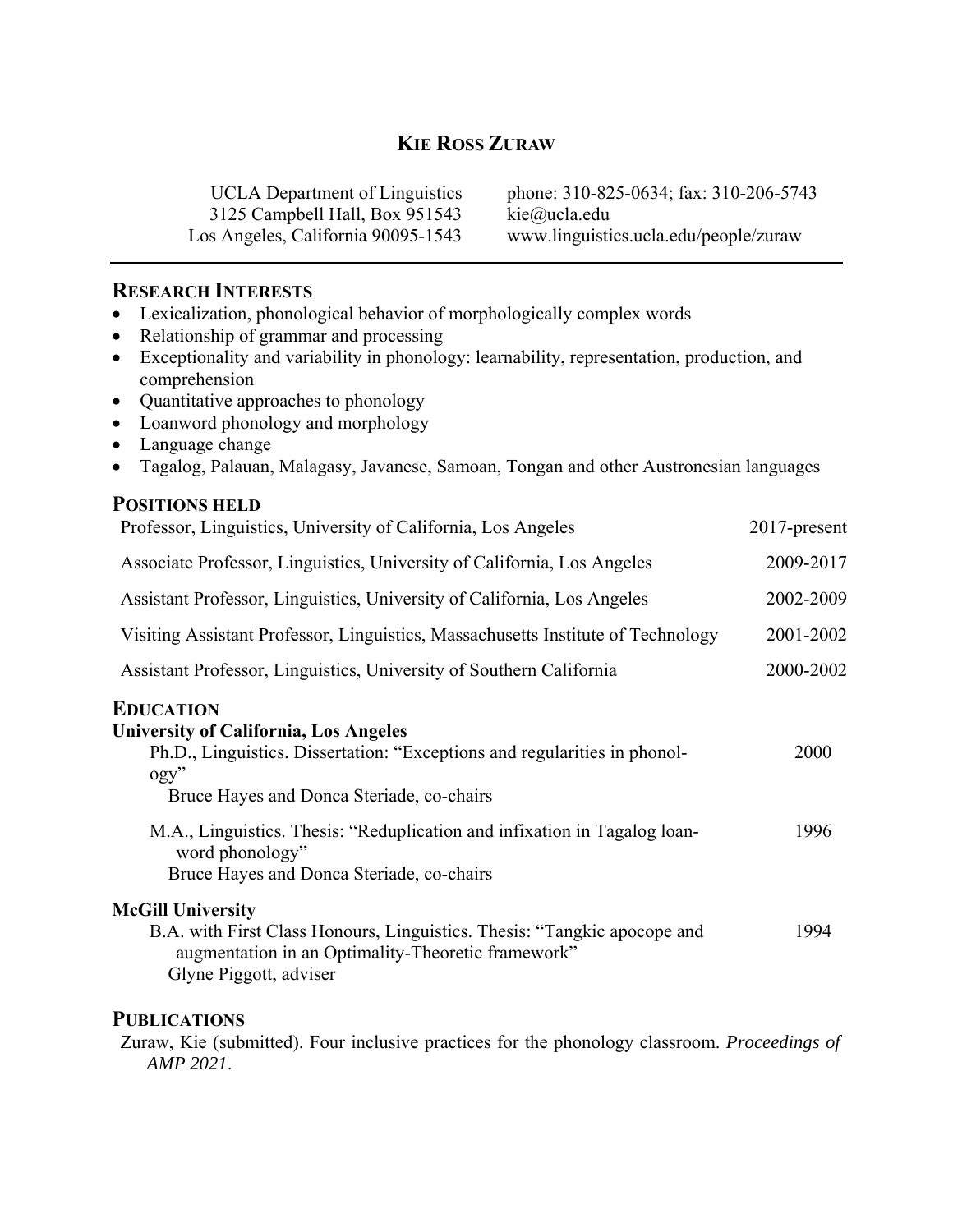# KIE ROSS ZURAW

UCLA Department of Linguistics
3125 Campbell Hall, Box 951543
Los Angeles, California 90095-1543

phone: 310-825-0634; fax: 310-206-5743
kie@ucla.edu
www.linguistics.ucla.edu/people/zuraw

## RESEARCH INTERESTS

- Lexicalization, phonological behavior of morphologically complex words
- Relationship of grammar and processing
- Exceptionality and variability in phonology: learnability, representation, production, and comprehension
- Quantitative approaches to phonology
- Loanword phonology and morphology
- Language change
- Tagalog, Palauan, Malagasy, Javanese, Samoan, Tongan and other Austronesian languages

## POSITIONS HELD

| | |
|---|---|
| Professor, Linguistics, University of California, Los Angeles | 2017-present |
| Associate Professor, Linguistics, University of California, Los Angeles | 2009-2017 |
| Assistant Professor, Linguistics, University of California, Los Angeles | 2002-2009 |
| Visiting Assistant Professor, Linguistics, Massachusetts Institute of Technology | 2001-2002 |
| Assistant Professor, Linguistics, University of Southern California | 2000-2002 |

## EDUCATION

**University of California, Los Angeles**

Ph.D., Linguistics. Dissertation: "Exceptions and regularities in phonology" — 2000
Bruce Hayes and Donca Steriade, co-chairs

M.A., Linguistics. Thesis: "Reduplication and infixation in Tagalog loanword phonology" — 1996
Bruce Hayes and Donca Steriade, co-chairs

**McGill University**

B.A. with First Class Honours, Linguistics. Thesis: "Tangkic apocope and augmentation in an Optimality-Theoretic framework" — 1994
Glyne Piggott, adviser

## PUBLICATIONS

Zuraw, Kie (submitted). Four inclusive practices for the phonology classroom. *Proceedings of AMP 2021*.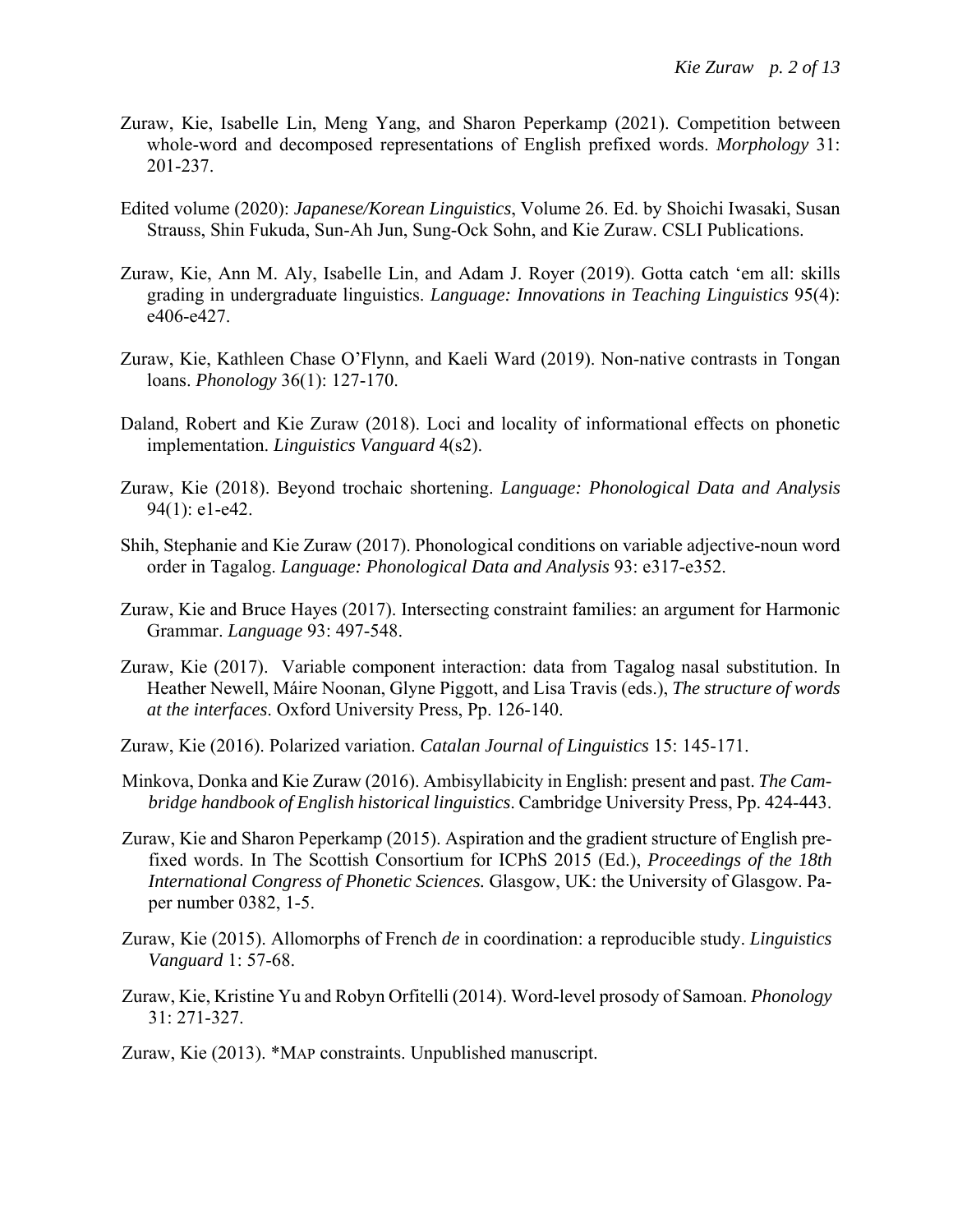Zuraw, Kie, Isabelle Lin, Meng Yang, and Sharon Peperkamp (2021). Competition between whole-word and decomposed representations of English prefixed words. *Morphology* 31: 201-237.

Edited volume (2020): *Japanese/Korean Linguistics*, Volume 26. Ed. by Shoichi Iwasaki, Susan Strauss, Shin Fukuda, Sun-Ah Jun, Sung-Ock Sohn, and Kie Zuraw. CSLI Publications.

Zuraw, Kie, Ann M. Aly, Isabelle Lin, and Adam J. Royer (2019). Gotta catch 'em all: skills grading in undergraduate linguistics. *Language: Innovations in Teaching Linguistics* 95(4): e406-e427.

Zuraw, Kie, Kathleen Chase O'Flynn, and Kaeli Ward (2019). Non-native contrasts in Tongan loans. *Phonology* 36(1): 127-170.

Daland, Robert and Kie Zuraw (2018). Loci and locality of informational effects on phonetic implementation. *Linguistics Vanguard* 4(s2).

Zuraw, Kie (2018). Beyond trochaic shortening. *Language: Phonological Data and Analysis* 94(1): e1-e42.

Shih, Stephanie and Kie Zuraw (2017). Phonological conditions on variable adjective-noun word order in Tagalog. *Language: Phonological Data and Analysis* 93: e317-e352.

Zuraw, Kie and Bruce Hayes (2017). Intersecting constraint families: an argument for Harmonic Grammar. *Language* 93: 497-548.

Zuraw, Kie (2017). Variable component interaction: data from Tagalog nasal substitution. In Heather Newell, Máire Noonan, Glyne Piggott, and Lisa Travis (eds.), *The structure of words at the interfaces*. Oxford University Press, Pp. 126-140.

Zuraw, Kie (2016). Polarized variation. *Catalan Journal of Linguistics* 15: 145-171.

Minkova, Donka and Kie Zuraw (2016). Ambisyllabicity in English: present and past. *The Cambridge handbook of English historical linguistics*. Cambridge University Press, Pp. 424-443.

Zuraw, Kie and Sharon Peperkamp (2015). Aspiration and the gradient structure of English prefixed words. In The Scottish Consortium for ICPhS 2015 (Ed.), *Proceedings of the 18th International Congress of Phonetic Sciences.* Glasgow, UK: the University of Glasgow. Paper number 0382, 1-5.

Zuraw, Kie (2015). Allomorphs of French *de* in coordination: a reproducible study. *Linguistics Vanguard* 1: 57-68.

Zuraw, Kie, Kristine Yu and Robyn Orfitelli (2014). Word-level prosody of Samoan. *Phonology* 31: 271-327.

Zuraw, Kie (2013). *MAP constraints. Unpublished manuscript.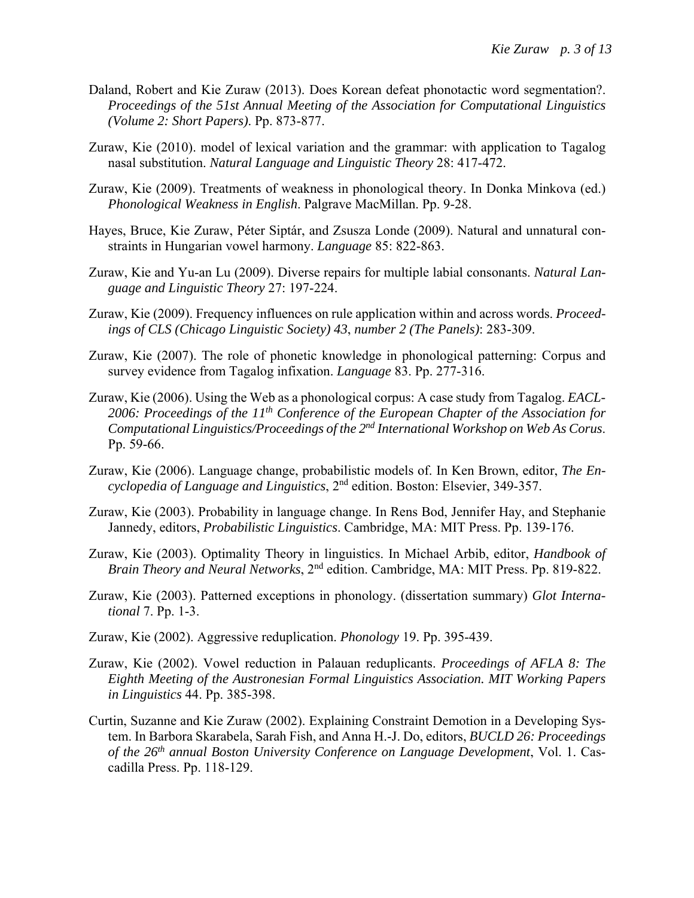Daland, Robert and Kie Zuraw (2013). Does Korean defeat phonotactic word segmentation?. *Proceedings of the 51st Annual Meeting of the Association for Computational Linguistics (Volume 2: Short Papers)*. Pp. 873-877.

Zuraw, Kie (2010). model of lexical variation and the grammar: with application to Tagalog nasal substitution. *Natural Language and Linguistic Theory* 28: 417-472.

Zuraw, Kie (2009). Treatments of weakness in phonological theory. In Donka Minkova (ed.) *Phonological Weakness in English*. Palgrave MacMillan. Pp. 9-28.

Hayes, Bruce, Kie Zuraw, Péter Siptár, and Zsusza Londe (2009). Natural and unnatural constraints in Hungarian vowel harmony. *Language* 85: 822-863.

Zuraw, Kie and Yu-an Lu (2009). Diverse repairs for multiple labial consonants. *Natural Language and Linguistic Theory* 27: 197-224.

Zuraw, Kie (2009). Frequency influences on rule application within and across words. *Proceedings of CLS (Chicago Linguistic Society) 43, number 2 (The Panels)*: 283-309.

Zuraw, Kie (2007). The role of phonetic knowledge in phonological patterning: Corpus and survey evidence from Tagalog infixation. *Language* 83. Pp. 277-316.

Zuraw, Kie (2006). Using the Web as a phonological corpus: A case study from Tagalog. *EACL-2006: Proceedings of the 11th Conference of the European Chapter of the Association for Computational Linguistics/Proceedings of the 2nd International Workshop on Web As Corus*. Pp. 59-66.

Zuraw, Kie (2006). Language change, probabilistic models of. In Ken Brown, editor, *The Encyclopedia of Language and Linguistics*, 2nd edition. Boston: Elsevier, 349-357.

Zuraw, Kie (2003). Probability in language change. In Rens Bod, Jennifer Hay, and Stephanie Jannedy, editors, *Probabilistic Linguistics*. Cambridge, MA: MIT Press. Pp. 139-176.

Zuraw, Kie (2003). Optimality Theory in linguistics. In Michael Arbib, editor, *Handbook of Brain Theory and Neural Networks*, 2nd edition. Cambridge, MA: MIT Press. Pp. 819-822.

Zuraw, Kie (2003). Patterned exceptions in phonology. (dissertation summary) *Glot International* 7. Pp. 1-3.

Zuraw, Kie (2002). Aggressive reduplication. *Phonology* 19. Pp. 395-439.

Zuraw, Kie (2002). Vowel reduction in Palauan reduplicants. *Proceedings of AFLA 8: The Eighth Meeting of the Austronesian Formal Linguistics Association. MIT Working Papers in Linguistics* 44. Pp. 385-398.

Curtin, Suzanne and Kie Zuraw (2002). Explaining Constraint Demotion in a Developing System. In Barbora Skarabela, Sarah Fish, and Anna H.-J. Do, editors, *BUCLD 26: Proceedings of the 26th annual Boston University Conference on Language Development*, Vol. 1. Cascadilla Press. Pp. 118-129.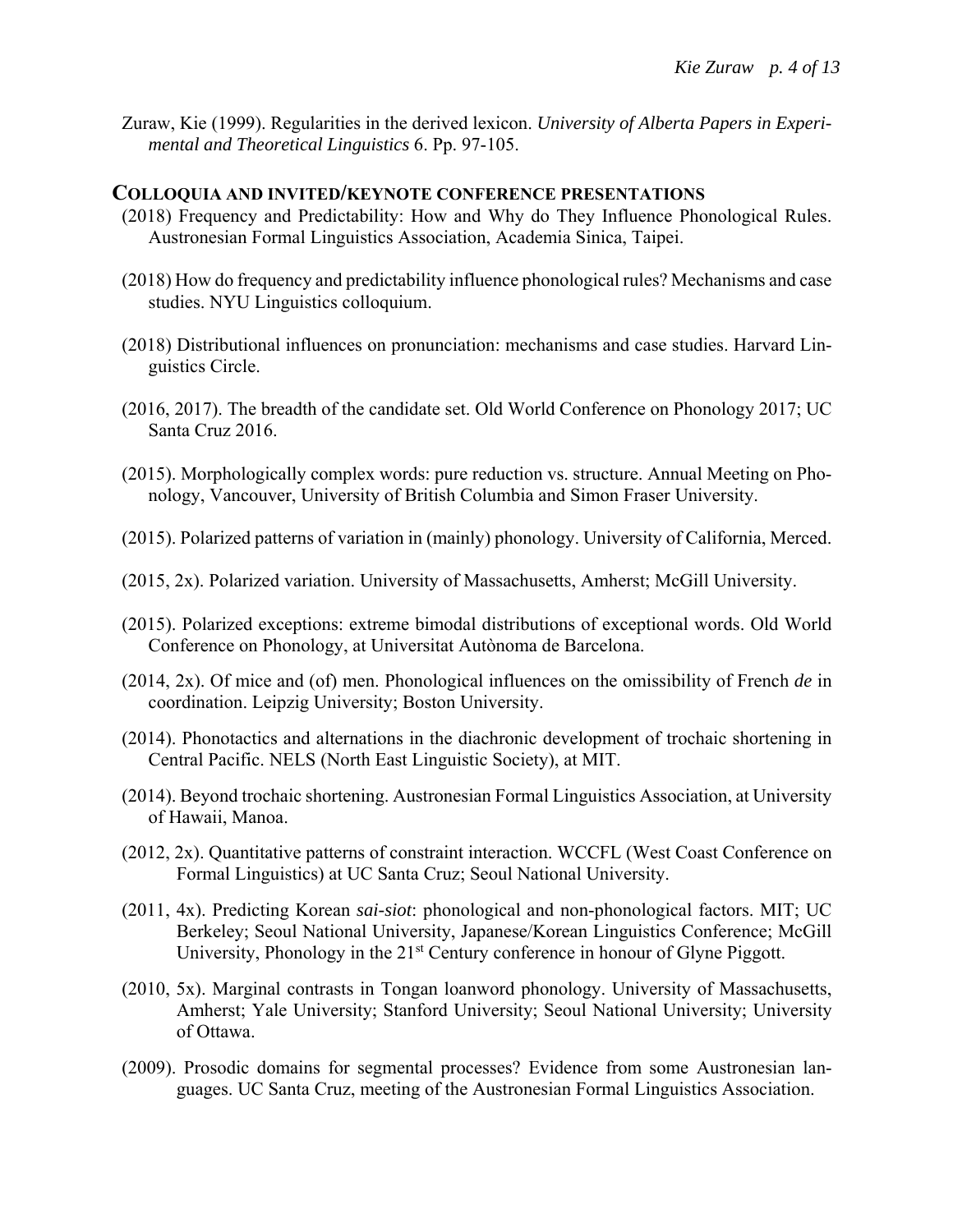Zuraw, Kie (1999). Regularities in the derived lexicon. *University of Alberta Papers in Experimental and Theoretical Linguistics* 6. Pp. 97-105.

## COLLOQUIA AND INVITED/KEYNOTE CONFERENCE PRESENTATIONS

(2018) Frequency and Predictability: How and Why do They Influence Phonological Rules. Austronesian Formal Linguistics Association, Academia Sinica, Taipei.

(2018) How do frequency and predictability influence phonological rules? Mechanisms and case studies. NYU Linguistics colloquium.

(2018) Distributional influences on pronunciation: mechanisms and case studies. Harvard Linguistics Circle.

(2016, 2017). The breadth of the candidate set. Old World Conference on Phonology 2017; UC Santa Cruz 2016.

(2015). Morphologically complex words: pure reduction vs. structure. Annual Meeting on Phonology, Vancouver, University of British Columbia and Simon Fraser University.

(2015). Polarized patterns of variation in (mainly) phonology. University of California, Merced.

(2015, 2x). Polarized variation. University of Massachusetts, Amherst; McGill University.

(2015). Polarized exceptions: extreme bimodal distributions of exceptional words. Old World Conference on Phonology, at Universitat Autònoma de Barcelona.

(2014, 2x). Of mice and (of) men. Phonological influences on the omissibility of French *de* in coordination. Leipzig University; Boston University.

(2014). Phonotactics and alternations in the diachronic development of trochaic shortening in Central Pacific. NELS (North East Linguistic Society), at MIT.

(2014). Beyond trochaic shortening. Austronesian Formal Linguistics Association, at University of Hawaii, Manoa.

(2012, 2x). Quantitative patterns of constraint interaction. WCCFL (West Coast Conference on Formal Linguistics) at UC Santa Cruz; Seoul National University.

(2011, 4x). Predicting Korean *sai-siot*: phonological and non-phonological factors. MIT; UC Berkeley; Seoul National University, Japanese/Korean Linguistics Conference; McGill University, Phonology in the 21st Century conference in honour of Glyne Piggott.

(2010, 5x). Marginal contrasts in Tongan loanword phonology. University of Massachusetts, Amherst; Yale University; Stanford University; Seoul National University; University of Ottawa.

(2009). Prosodic domains for segmental processes? Evidence from some Austronesian languages. UC Santa Cruz, meeting of the Austronesian Formal Linguistics Association.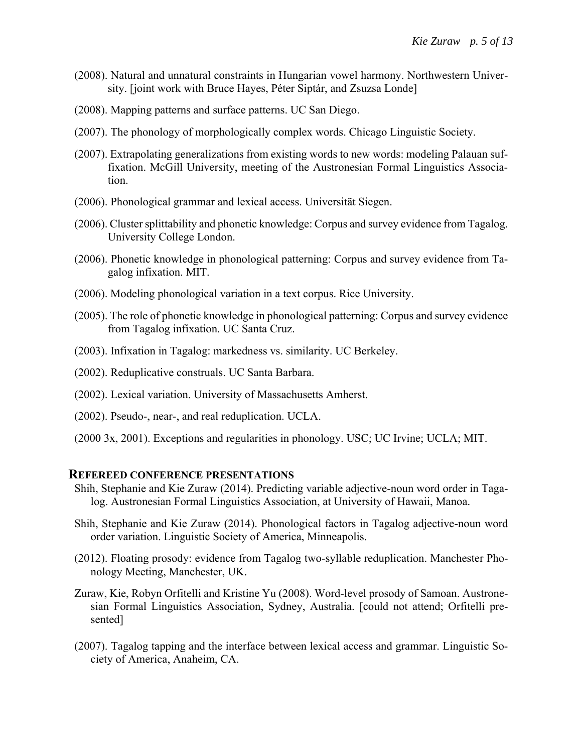(2008). Natural and unnatural constraints in Hungarian vowel harmony. Northwestern University. [joint work with Bruce Hayes, Péter Siptár, and Zsuzsa Londe]

(2008). Mapping patterns and surface patterns. UC San Diego.

(2007). The phonology of morphologically complex words. Chicago Linguistic Society.

(2007). Extrapolating generalizations from existing words to new words: modeling Palauan suffixation. McGill University, meeting of the Austronesian Formal Linguistics Association.

(2006). Phonological grammar and lexical access. Universität Siegen.

(2006). Cluster splittability and phonetic knowledge: Corpus and survey evidence from Tagalog. University College London.

(2006). Phonetic knowledge in phonological patterning: Corpus and survey evidence from Tagalog infixation. MIT.

(2006). Modeling phonological variation in a text corpus. Rice University.

(2005). The role of phonetic knowledge in phonological patterning: Corpus and survey evidence from Tagalog infixation. UC Santa Cruz.

(2003). Infixation in Tagalog: markedness vs. similarity. UC Berkeley.

(2002). Reduplicative construals. UC Santa Barbara.

(2002). Lexical variation. University of Massachusetts Amherst.

(2002). Pseudo-, near-, and real reduplication. UCLA.

(2000 3x, 2001). Exceptions and regularities in phonology. USC; UC Irvine; UCLA; MIT.

## Refereed conference presentations

Shih, Stephanie and Kie Zuraw (2014). Predicting variable adjective-noun word order in Tagalog. Austronesian Formal Linguistics Association, at University of Hawaii, Manoa.

Shih, Stephanie and Kie Zuraw (2014). Phonological factors in Tagalog adjective-noun word order variation. Linguistic Society of America, Minneapolis.

(2012). Floating prosody: evidence from Tagalog two-syllable reduplication. Manchester Phonology Meeting, Manchester, UK.

Zuraw, Kie, Robyn Orfitelli and Kristine Yu (2008). Word-level prosody of Samoan. Austronesian Formal Linguistics Association, Sydney, Australia. [could not attend; Orfitelli presented]

(2007). Tagalog tapping and the interface between lexical access and grammar. Linguistic Society of America, Anaheim, CA.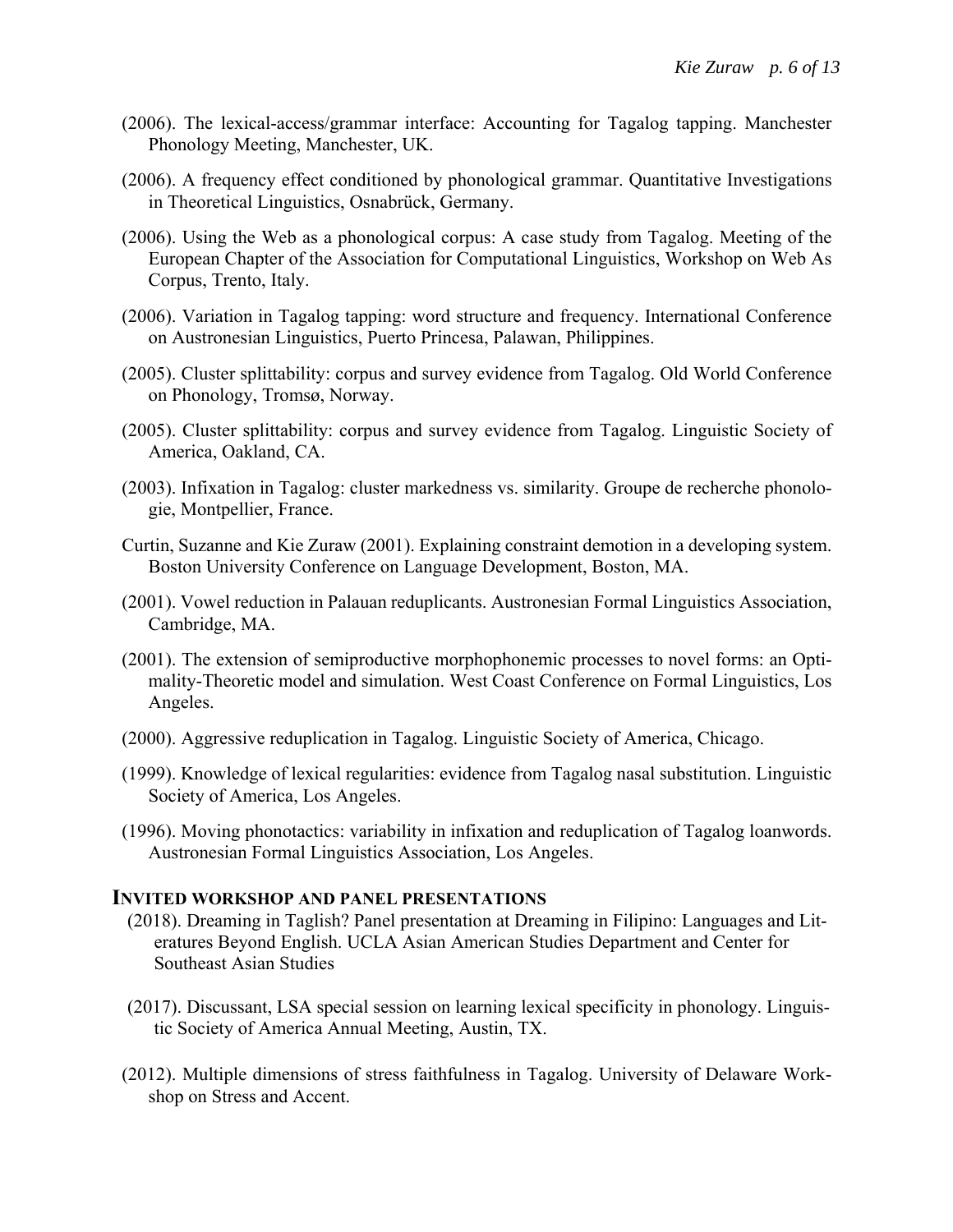(2006). The lexical-access/grammar interface: Accounting for Tagalog tapping. Manchester Phonology Meeting, Manchester, UK.

(2006). A frequency effect conditioned by phonological grammar. Quantitative Investigations in Theoretical Linguistics, Osnabrück, Germany.

(2006). Using the Web as a phonological corpus: A case study from Tagalog. Meeting of the European Chapter of the Association for Computational Linguistics, Workshop on Web As Corpus, Trento, Italy.

(2006). Variation in Tagalog tapping: word structure and frequency. International Conference on Austronesian Linguistics, Puerto Princesa, Palawan, Philippines.

(2005). Cluster splittability: corpus and survey evidence from Tagalog. Old World Conference on Phonology, Tromsø, Norway.

(2005). Cluster splittability: corpus and survey evidence from Tagalog. Linguistic Society of America, Oakland, CA.

(2003). Infixation in Tagalog: cluster markedness vs. similarity. Groupe de recherche phonologie, Montpellier, France.

Curtin, Suzanne and Kie Zuraw (2001). Explaining constraint demotion in a developing system. Boston University Conference on Language Development, Boston, MA.

(2001). Vowel reduction in Palauan reduplicants. Austronesian Formal Linguistics Association, Cambridge, MA.

(2001). The extension of semiproductive morphophonemic processes to novel forms: an Optimality-Theoretic model and simulation. West Coast Conference on Formal Linguistics, Los Angeles.

(2000). Aggressive reduplication in Tagalog. Linguistic Society of America, Chicago.

(1999). Knowledge of lexical regularities: evidence from Tagalog nasal substitution. Linguistic Society of America, Los Angeles.

(1996). Moving phonotactics: variability in infixation and reduplication of Tagalog loanwords. Austronesian Formal Linguistics Association, Los Angeles.

## Invited workshop and panel presentations

(2018). Dreaming in Taglish? Panel presentation at Dreaming in Filipino: Languages and Literatures Beyond English. UCLA Asian American Studies Department and Center for Southeast Asian Studies

(2017). Discussant, LSA special session on learning lexical specificity in phonology. Linguistic Society of America Annual Meeting, Austin, TX.

(2012). Multiple dimensions of stress faithfulness in Tagalog. University of Delaware Workshop on Stress and Accent.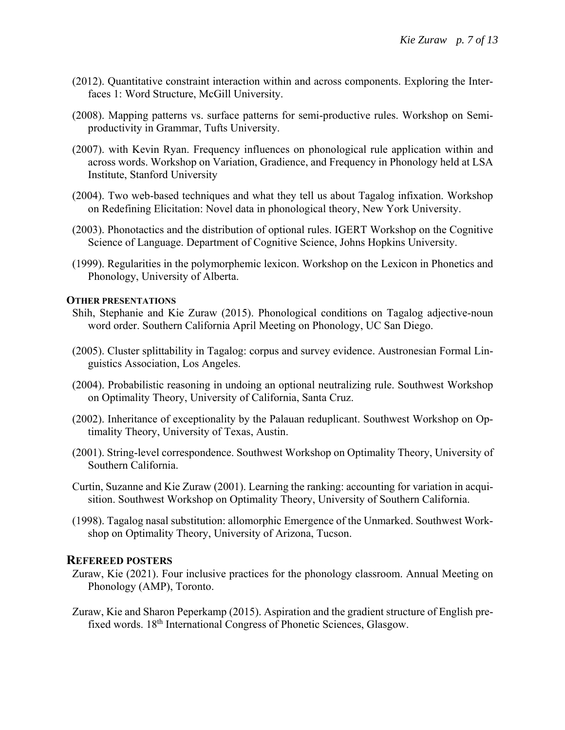(2012). Quantitative constraint interaction within and across components. Exploring the Interfaces 1: Word Structure, McGill University.

(2008). Mapping patterns vs. surface patterns for semi-productive rules. Workshop on Semiproductivity in Grammar, Tufts University.

(2007). with Kevin Ryan. Frequency influences on phonological rule application within and across words. Workshop on Variation, Gradience, and Frequency in Phonology held at LSA Institute, Stanford University

(2004). Two web-based techniques and what they tell us about Tagalog infixation. Workshop on Redefining Elicitation: Novel data in phonological theory, New York University.

(2003). Phonotactics and the distribution of optional rules. IGERT Workshop on the Cognitive Science of Language. Department of Cognitive Science, Johns Hopkins University.

(1999). Regularities in the polymorphemic lexicon. Workshop on the Lexicon in Phonetics and Phonology, University of Alberta.

#### OTHER PRESENTATIONS

Shih, Stephanie and Kie Zuraw (2015). Phonological conditions on Tagalog adjective-noun word order. Southern California April Meeting on Phonology, UC San Diego.

(2005). Cluster splittability in Tagalog: corpus and survey evidence. Austronesian Formal Linguistics Association, Los Angeles.

(2004). Probabilistic reasoning in undoing an optional neutralizing rule. Southwest Workshop on Optimality Theory, University of California, Santa Cruz.

(2002). Inheritance of exceptionality by the Palauan reduplicant. Southwest Workshop on Optimality Theory, University of Texas, Austin.

(2001). String-level correspondence. Southwest Workshop on Optimality Theory, University of Southern California.

Curtin, Suzanne and Kie Zuraw (2001). Learning the ranking: accounting for variation in acquisition. Southwest Workshop on Optimality Theory, University of Southern California.

(1998). Tagalog nasal substitution: allomorphic Emergence of the Unmarked. Southwest Workshop on Optimality Theory, University of Arizona, Tucson.

### REFEREED POSTERS

Zuraw, Kie (2021). Four inclusive practices for the phonology classroom. Annual Meeting on Phonology (AMP), Toronto.

Zuraw, Kie and Sharon Peperkamp (2015). Aspiration and the gradient structure of English prefixed words. 18th International Congress of Phonetic Sciences, Glasgow.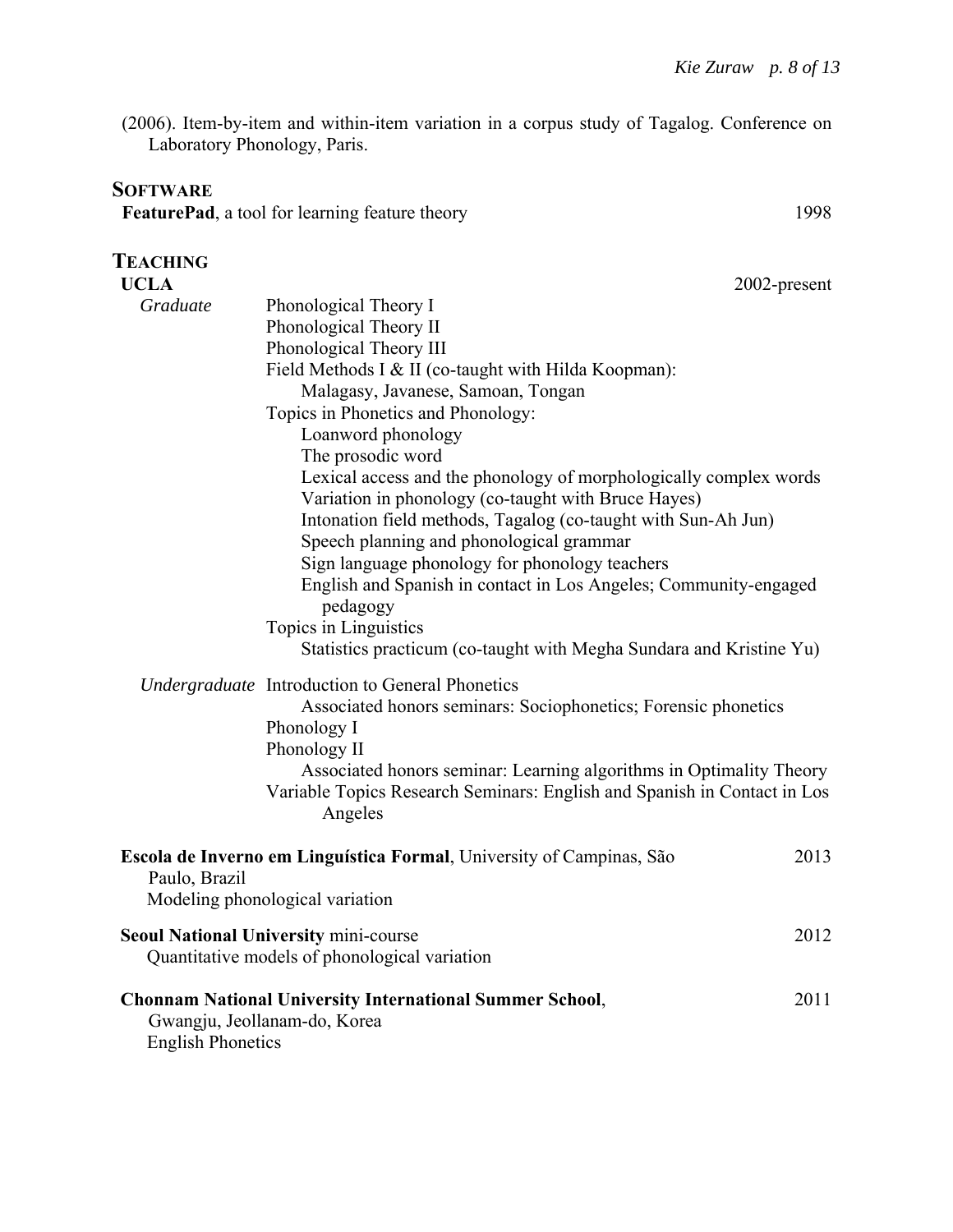(2006). Item-by-item and within-item variation in a corpus study of Tagalog. Conference on Laboratory Phonology, Paris.

## SOFTWARE

**FeaturePad**, a tool for learning feature theory — 1998

## TEACHING

**UCLA** — 2002-present

*Graduate*

- Phonological Theory I
- Phonological Theory II
- Phonological Theory III
- Field Methods I & II (co-taught with Hilda Koopman):
  - Malagasy, Javanese, Samoan, Tongan
- Topics in Phonetics and Phonology:
  - Loanword phonology
  - The prosodic word
  - Lexical access and the phonology of morphologically complex words
  - Variation in phonology (co-taught with Bruce Hayes)
  - Intonation field methods, Tagalog (co-taught with Sun-Ah Jun)
  - Speech planning and phonological grammar
  - Sign language phonology for phonology teachers
  - English and Spanish in contact in Los Angeles; Community-engaged pedagogy
- Topics in Linguistics
  - Statistics practicum (co-taught with Megha Sundara and Kristine Yu)

*Undergraduate*

- Introduction to General Phonetics
  - Associated honors seminars: Sociophonetics; Forensic phonetics
- Phonology I
- Phonology II
  - Associated honors seminar: Learning algorithms in Optimality Theory
- Variable Topics Research Seminars: English and Spanish in Contact in Los Angeles

**Escola de Inverno em Linguística Formal**, University of Campinas, São Paulo, Brazil — 2013
Modeling phonological variation

**Seoul National University** mini-course — 2012
Quantitative models of phonological variation

**Chonnam National University International Summer School**, Gwangju, Jeollanam-do, Korea — 2011
English Phonetics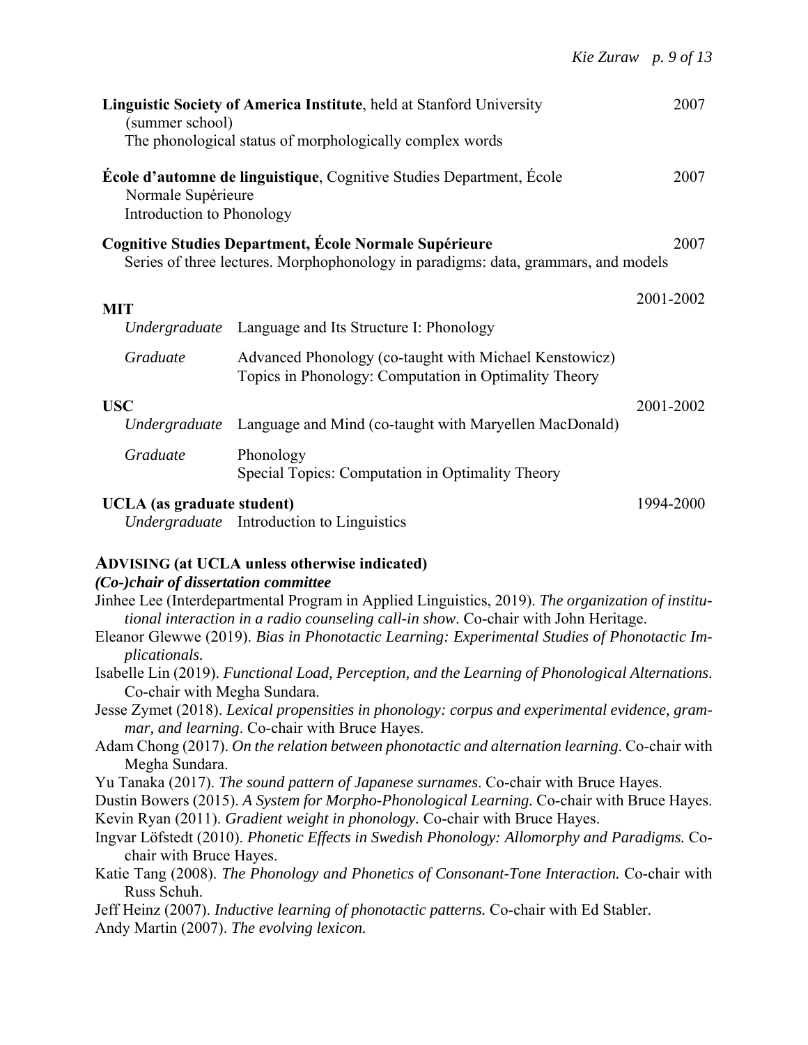**Linguistic Society of America Institute**, held at Stanford University (summer school) — 2007
The phonological status of morphologically complex words

**École d'automne de linguistique**, Cognitive Studies Department, École Normale Supérieure — 2007
Introduction to Phonology

**Cognitive Studies Department, École Normale Supérieure** — 2007
Series of three lectures. Morphophonology in paradigms: data, grammars, and models

**MIT** — 2001-2002

| | |
|---|---|
| *Undergraduate* | Language and Its Structure I: Phonology |
| *Graduate* | Advanced Phonology (co-taught with Michael Kenstowicz)<br>Topics in Phonology: Computation in Optimality Theory |

**USC** — 2001-2002

| | |
|---|---|
| *Undergraduate* | Language and Mind (co-taught with Maryellen MacDonald) |
| *Graduate* | Phonology<br>Special Topics: Computation in Optimality Theory |

**UCLA (as graduate student)** — 1994-2000

| | |
|---|---|
| *Undergraduate* | Introduction to Linguistics |

## ADVISING (at UCLA unless otherwise indicated)

***(Co-)chair of dissertation committee***

Jinhee Lee (Interdepartmental Program in Applied Linguistics, 2019). *The organization of institutional interaction in a radio counseling call-in show*. Co-chair with John Heritage.

Eleanor Glewwe (2019). *Bias in Phonotactic Learning: Experimental Studies of Phonotactic Implicationals.*

Isabelle Lin (2019). *Functional Load, Perception, and the Learning of Phonological Alternations*. Co-chair with Megha Sundara.

Jesse Zymet (2018). *Lexical propensities in phonology: corpus and experimental evidence, grammar, and learning*. Co-chair with Bruce Hayes.

Adam Chong (2017). *On the relation between phonotactic and alternation learning*. Co-chair with Megha Sundara.

Yu Tanaka (2017). *The sound pattern of Japanese surnames*. Co-chair with Bruce Hayes.

Dustin Bowers (2015). *A System for Morpho-Phonological Learning.* Co-chair with Bruce Hayes.

Kevin Ryan (2011). *Gradient weight in phonology.* Co-chair with Bruce Hayes.

Ingvar Löfstedt (2010). *Phonetic Effects in Swedish Phonology: Allomorphy and Paradigms.* Co-chair with Bruce Hayes.

Katie Tang (2008). *The Phonology and Phonetics of Consonant-Tone Interaction.* Co-chair with Russ Schuh.

Jeff Heinz (2007). *Inductive learning of phonotactic patterns.* Co-chair with Ed Stabler.

Andy Martin (2007). *The evolving lexicon.*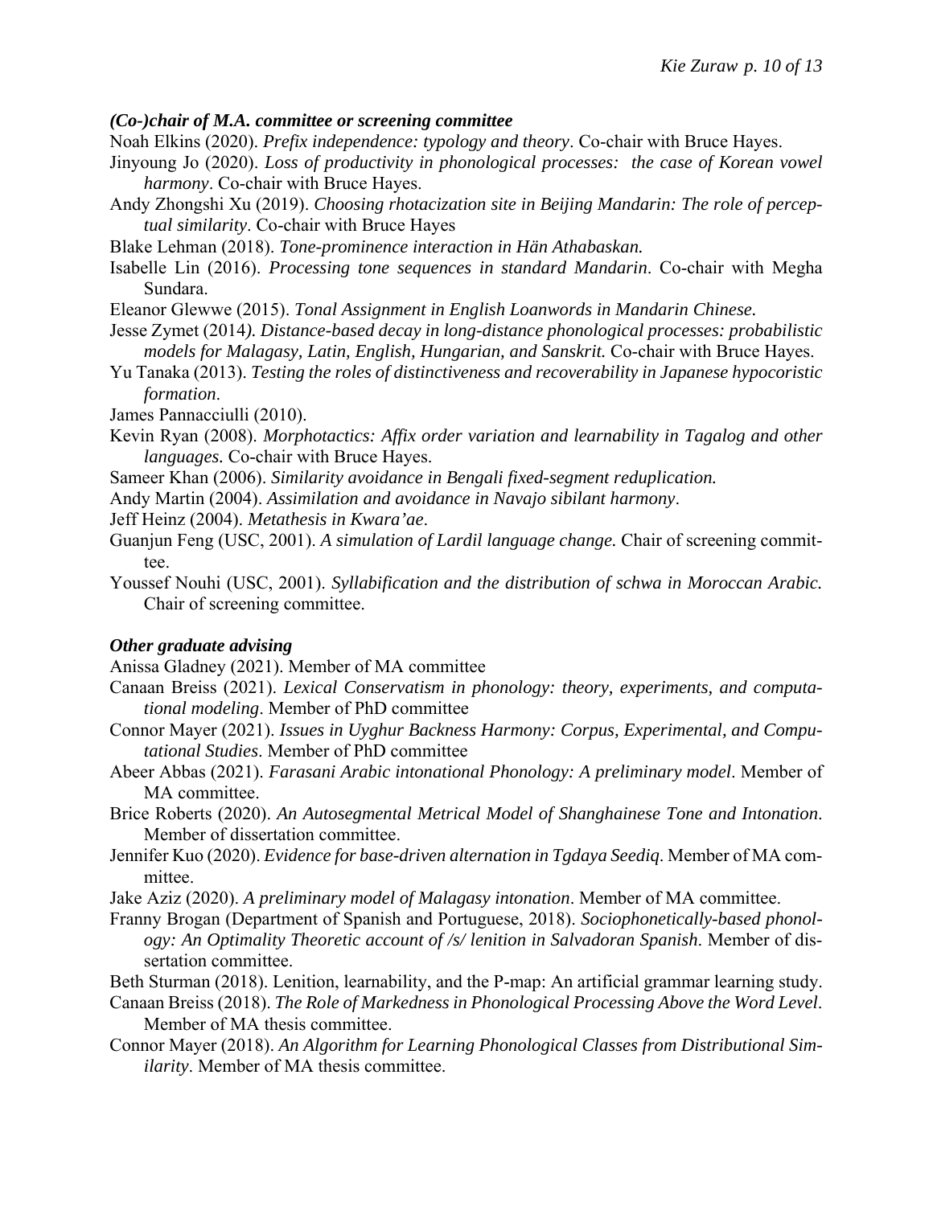### *(Co-)chair of M.A. committee or screening committee*

Noah Elkins (2020). *Prefix independence: typology and theory*. Co-chair with Bruce Hayes.

Jinyoung Jo (2020). *Loss of productivity in phonological processes: the case of Korean vowel harmony*. Co-chair with Bruce Hayes.

Andy Zhongshi Xu (2019). *Choosing rhotacization site in Beijing Mandarin: The role of perceptual similarity*. Co-chair with Bruce Hayes

Blake Lehman (2018). *Tone-prominence interaction in Hän Athabaskan.*

Isabelle Lin (2016). *Processing tone sequences in standard Mandarin*. Co-chair with Megha Sundara.

Eleanor Glewwe (2015). *Tonal Assignment in English Loanwords in Mandarin Chinese.*

Jesse Zymet (2014). *Distance-based decay in long-distance phonological processes: probabilistic models for Malagasy, Latin, English, Hungarian, and Sanskrit.* Co-chair with Bruce Hayes.

Yu Tanaka (2013). *Testing the roles of distinctiveness and recoverability in Japanese hypocoristic formation.*

James Pannacciulli (2010).

Kevin Ryan (2008). *Morphotactics: Affix order variation and learnability in Tagalog and other languages.* Co-chair with Bruce Hayes.

Sameer Khan (2006). *Similarity avoidance in Bengali fixed-segment reduplication.*

Andy Martin (2004). *Assimilation and avoidance in Navajo sibilant harmony*.

Jeff Heinz (2004). *Metathesis in Kwara'ae*.

Guanjun Feng (USC, 2001). *A simulation of Lardil language change.* Chair of screening committee.

Youssef Nouhi (USC, 2001). *Syllabification and the distribution of schwa in Moroccan Arabic.* Chair of screening committee.

### *Other graduate advising*

Anissa Gladney (2021). Member of MA committee

Canaan Breiss (2021). *Lexical Conservatism in phonology: theory, experiments, and computational modeling*. Member of PhD committee

Connor Mayer (2021). *Issues in Uyghur Backness Harmony: Corpus, Experimental, and Computational Studies*. Member of PhD committee

Abeer Abbas (2021). *Farasani Arabic intonational Phonology: A preliminary model*. Member of MA committee.

Brice Roberts (2020). *An Autosegmental Metrical Model of Shanghainese Tone and Intonation*. Member of dissertation committee.

Jennifer Kuo (2020). *Evidence for base-driven alternation in Tgdaya Seediq*. Member of MA committee.

Jake Aziz (2020). *A preliminary model of Malagasy intonation*. Member of MA committee.

Franny Brogan (Department of Spanish and Portuguese, 2018). *Sociophonetically-based phonology: An Optimality Theoretic account of /s/ lenition in Salvadoran Spanish*. Member of dissertation committee.

Beth Sturman (2018). Lenition, learnability, and the P-map: An artificial grammar learning study.

Canaan Breiss (2018). *The Role of Markedness in Phonological Processing Above the Word Level*. Member of MA thesis committee.

Connor Mayer (2018). *An Algorithm for Learning Phonological Classes from Distributional Similarity*. Member of MA thesis committee.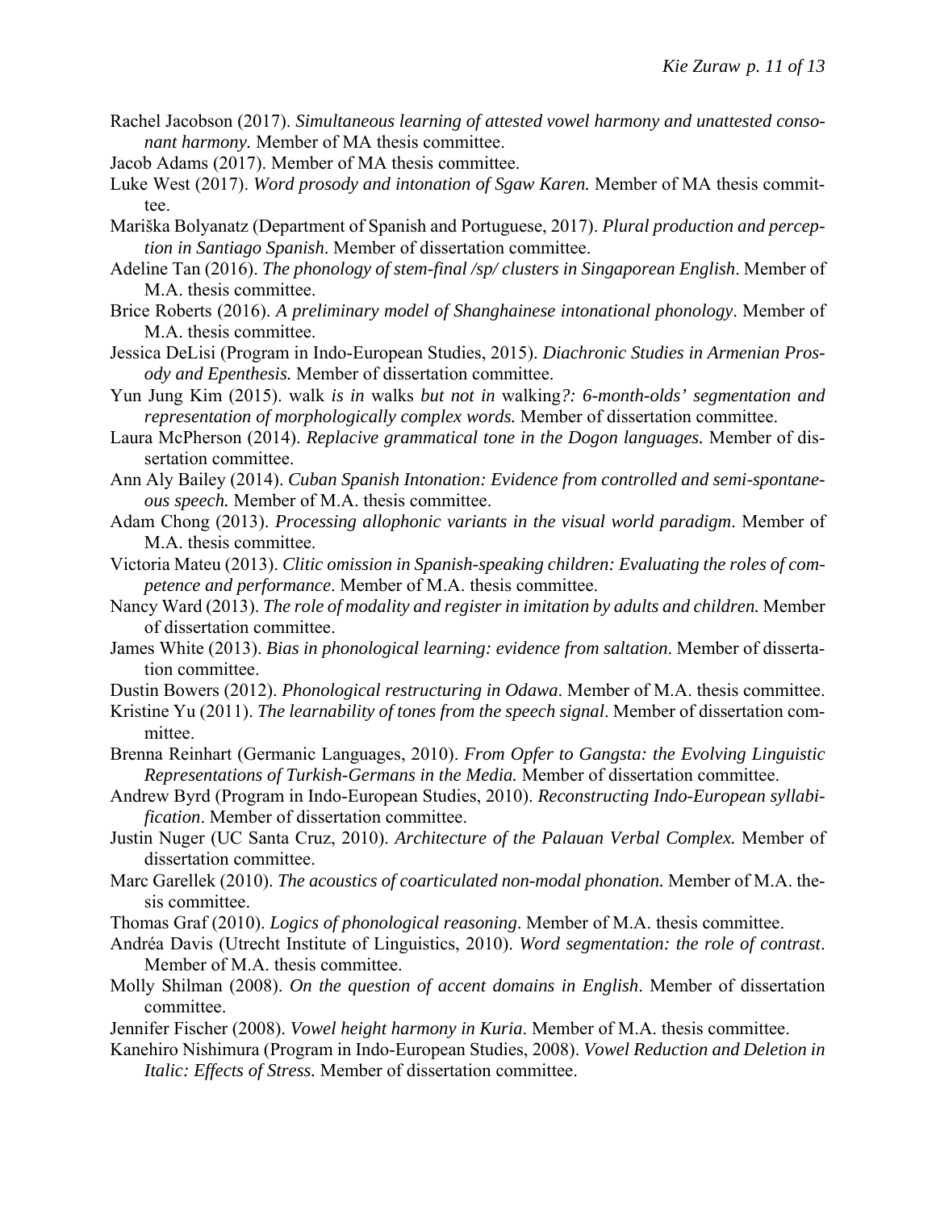Rachel Jacobson (2017). *Simultaneous learning of attested vowel harmony and unattested consonant harmony.* Member of MA thesis committee.

Jacob Adams (2017). Member of MA thesis committee.

Luke West (2017). *Word prosody and intonation of Sgaw Karen.* Member of MA thesis committee.

Mariška Bolyanatz (Department of Spanish and Portuguese, 2017). *Plural production and perception in Santiago Spanish*. Member of dissertation committee.

Adeline Tan (2016). *The phonology of stem-final /sp/ clusters in Singaporean English*. Member of M.A. thesis committee.

Brice Roberts (2016). *A preliminary model of Shanghainese intonational phonology*. Member of M.A. thesis committee.

Jessica DeLisi (Program in Indo-European Studies, 2015). *Diachronic Studies in Armenian Prosody and Epenthesis.* Member of dissertation committee.

Yun Jung Kim (2015). walk *is in* walks *but not in* walking*?: 6-month-olds' segmentation and representation of morphologically complex words.* Member of dissertation committee.

Laura McPherson (2014). *Replacive grammatical tone in the Dogon languages.* Member of dissertation committee.

Ann Aly Bailey (2014). *Cuban Spanish Intonation: Evidence from controlled and semi-spontaneous speech.* Member of M.A. thesis committee.

Adam Chong (2013). *Processing allophonic variants in the visual world paradigm*. Member of M.A. thesis committee.

Victoria Mateu (2013). *Clitic omission in Spanish-speaking children: Evaluating the roles of competence and performance*. Member of M.A. thesis committee.

Nancy Ward (2013). *The role of modality and register in imitation by adults and children.* Member of dissertation committee.

James White (2013). *Bias in phonological learning: evidence from saltation*. Member of dissertation committee.

Dustin Bowers (2012). *Phonological restructuring in Odawa*. Member of M.A. thesis committee.

Kristine Yu (2011). *The learnability of tones from the speech signal*. Member of dissertation committee.

Brenna Reinhart (Germanic Languages, 2010). *From Opfer to Gangsta: the Evolving Linguistic Representations of Turkish-Germans in the Media.* Member of dissertation committee.

Andrew Byrd (Program in Indo-European Studies, 2010). *Reconstructing Indo-European syllabification*. Member of dissertation committee.

Justin Nuger (UC Santa Cruz, 2010). *Architecture of the Palauan Verbal Complex.* Member of dissertation committee.

Marc Garellek (2010). *The acoustics of coarticulated non-modal phonation.* Member of M.A. thesis committee.

Thomas Graf (2010). *Logics of phonological reasoning*. Member of M.A. thesis committee.

Andréa Davis (Utrecht Institute of Linguistics, 2010). *Word segmentation: the role of contrast*. Member of M.A. thesis committee.

Molly Shilman (2008). *On the question of accent domains in English*. Member of dissertation committee.

Jennifer Fischer (2008). *Vowel height harmony in Kuria*. Member of M.A. thesis committee.

Kanehiro Nishimura (Program in Indo-European Studies, 2008). *Vowel Reduction and Deletion in Italic: Effects of Stress.* Member of dissertation committee.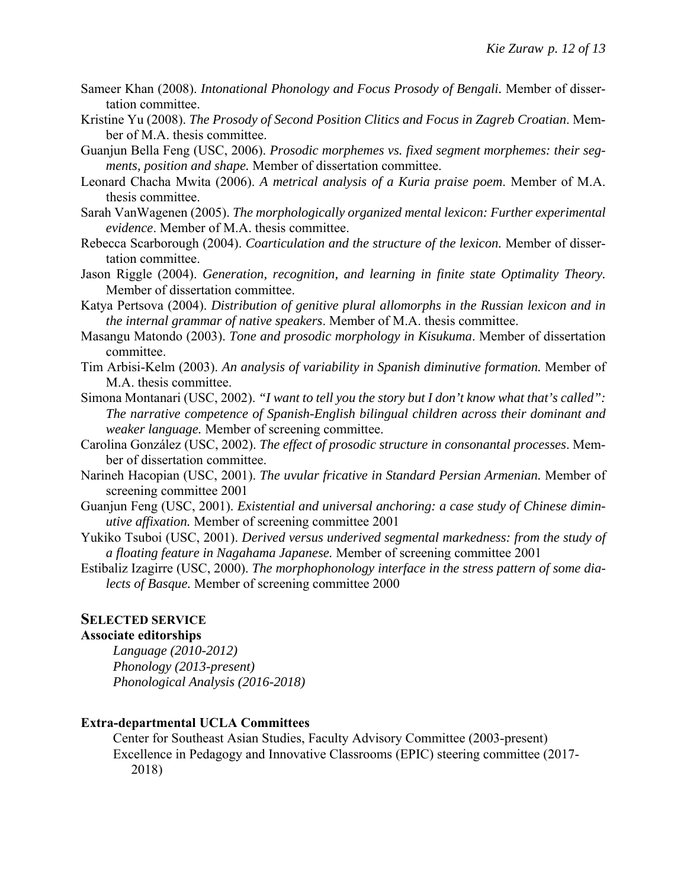Sameer Khan (2008). *Intonational Phonology and Focus Prosody of Bengali.* Member of dissertation committee.

Kristine Yu (2008). *The Prosody of Second Position Clitics and Focus in Zagreb Croatian*. Member of M.A. thesis committee.

Guanjun Bella Feng (USC, 2006). *Prosodic morphemes vs. fixed segment morphemes: their segments, position and shape.* Member of dissertation committee.

Leonard Chacha Mwita (2006). *A metrical analysis of a Kuria praise poem*. Member of M.A. thesis committee.

Sarah VanWagenen (2005). *The morphologically organized mental lexicon: Further experimental evidence*. Member of M.A. thesis committee.

Rebecca Scarborough (2004). *Coarticulation and the structure of the lexicon.* Member of dissertation committee.

Jason Riggle (2004). *Generation, recognition, and learning in finite state Optimality Theory.* Member of dissertation committee.

Katya Pertsova (2004). *Distribution of genitive plural allomorphs in the Russian lexicon and in the internal grammar of native speakers*. Member of M.A. thesis committee.

Masangu Matondo (2003). *Tone and prosodic morphology in Kisukuma*. Member of dissertation committee.

Tim Arbisi-Kelm (2003). *An analysis of variability in Spanish diminutive formation.* Member of M.A. thesis committee.

Simona Montanari (USC, 2002). *"I want to tell you the story but I don't know what that's called": The narrative competence of Spanish-English bilingual children across their dominant and weaker language.* Member of screening committee.

Carolina González (USC, 2002). *The effect of prosodic structure in consonantal processes*. Member of dissertation committee.

Narineh Hacopian (USC, 2001). *The uvular fricative in Standard Persian Armenian.* Member of screening committee 2001

Guanjun Feng (USC, 2001). *Existential and universal anchoring: a case study of Chinese diminutive affixation.* Member of screening committee 2001

Yukiko Tsuboi (USC, 2001). *Derived versus underived segmental markedness: from the study of a floating feature in Nagahama Japanese.* Member of screening committee 2001

Estibaliz Izagirre (USC, 2000). *The morphophonology interface in the stress pattern of some dialects of Basque.* Member of screening committee 2000

## SELECTED SERVICE

**Associate editorships**

*Language (2010-2012)*
*Phonology (2013-present)*
*Phonological Analysis (2016-2018)*

**Extra-departmental UCLA Committees**

Center for Southeast Asian Studies, Faculty Advisory Committee (2003-present)
Excellence in Pedagogy and Innovative Classrooms (EPIC) steering committee (2017-2018)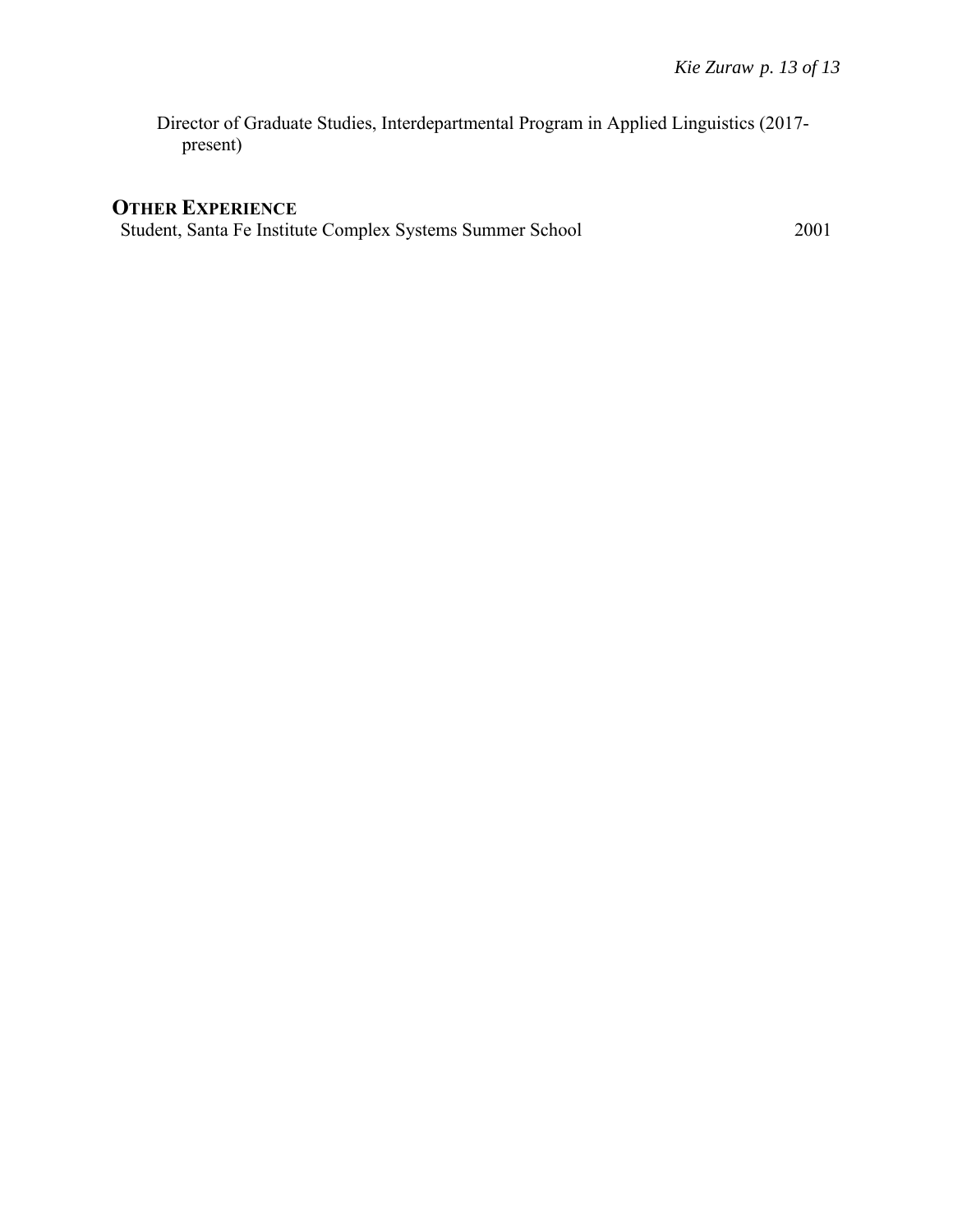Director of Graduate Studies, Interdepartmental Program in Applied Linguistics (2017-present)

## OTHER EXPERIENCE

Student, Santa Fe Institute Complex Systems Summer School 2001